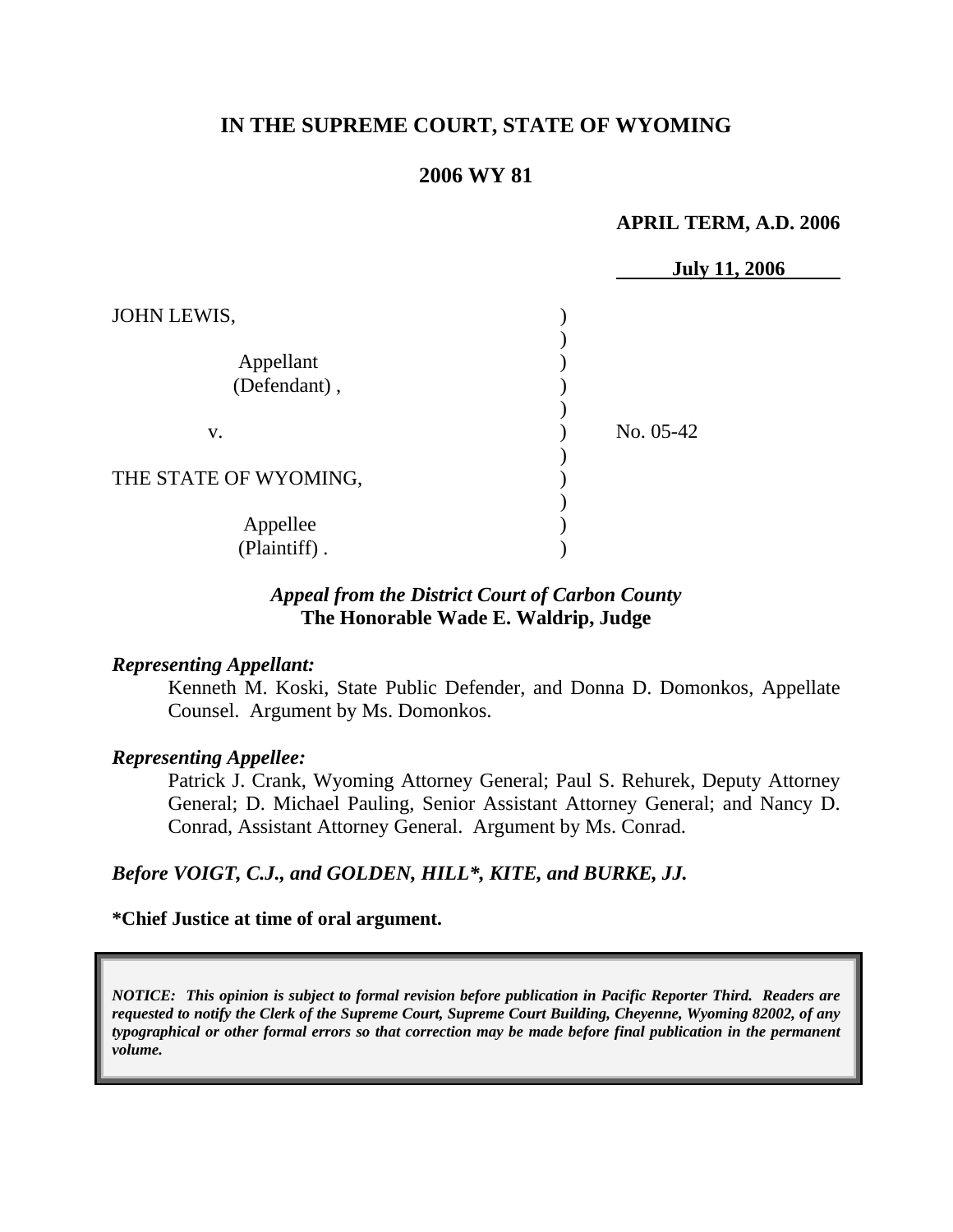**IN THE SUPREME COURT, STATE OF WYOMING**

**2006 WY 81**

**APRIL TERM, A.D. 2006**

**July 11, 2006**

| | | |
|---|---|---|
| JOHN LEWIS, | ) | |
| Appellant (Defendant), | ) | |
| v. | ) | No. 05-42 |
| THE STATE OF WYOMING, | ) | |
| Appellee (Plaintiff). | ) | |

***Appeal from the District Court of Carbon County***
**The Honorable Wade E. Waldrip, Judge**

***Representing Appellant:***

Kenneth M. Koski, State Public Defender, and Donna D. Domonkos, Appellate Counsel. Argument by Ms. Domonkos.

***Representing Appellee:***

Patrick J. Crank, Wyoming Attorney General; Paul S. Rehurek, Deputy Attorney General; D. Michael Pauling, Senior Assistant Attorney General; and Nancy D. Conrad, Assistant Attorney General. Argument by Ms. Conrad.

***Before VOIGT, C.J., and GOLDEN, HILL\*, KITE, and BURKE, JJ.***

**\*Chief Justice at time of oral argument.**

> ***NOTICE: This opinion is subject to formal revision before publication in Pacific Reporter Third. Readers are requested to notify the Clerk of the Supreme Court, Supreme Court Building, Cheyenne, Wyoming 82002, of any typographical or other formal errors so that correction may be made before final publication in the permanent volume.***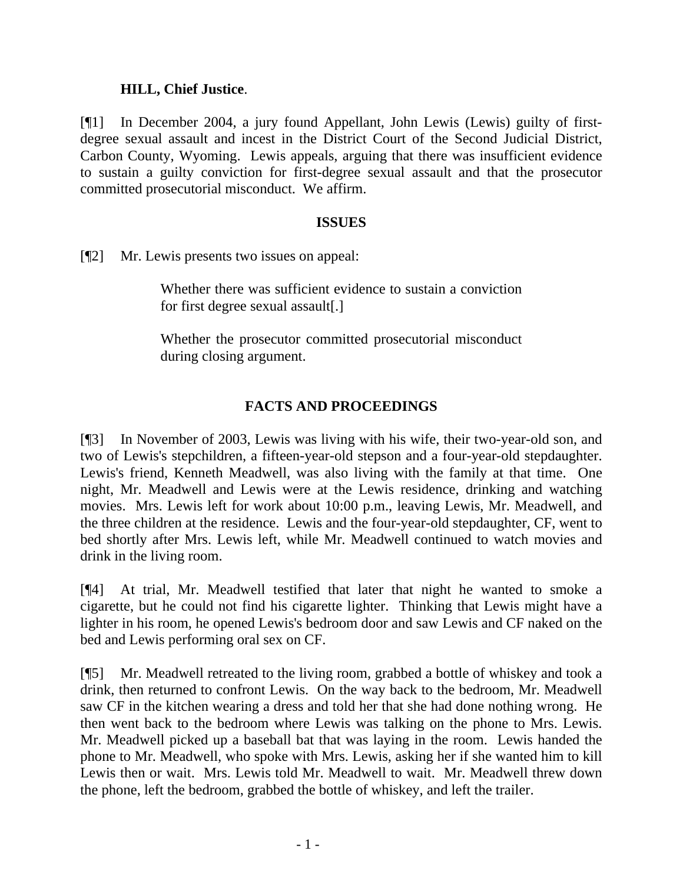**HILL, Chief Justice**.

[¶1] In December 2004, a jury found Appellant, John Lewis (Lewis) guilty of first-degree sexual assault and incest in the District Court of the Second Judicial District, Carbon County, Wyoming. Lewis appeals, arguing that there was insufficient evidence to sustain a guilty conviction for first-degree sexual assault and that the prosecutor committed prosecutorial misconduct. We affirm.

## ISSUES

[¶2] Mr. Lewis presents two issues on appeal:

> Whether there was sufficient evidence to sustain a conviction for first degree sexual assault[.]
>
> Whether the prosecutor committed prosecutorial misconduct during closing argument.

## FACTS AND PROCEEDINGS

[¶3] In November of 2003, Lewis was living with his wife, their two-year-old son, and two of Lewis's stepchildren, a fifteen-year-old stepson and a four-year-old stepdaughter. Lewis's friend, Kenneth Meadwell, was also living with the family at that time. One night, Mr. Meadwell and Lewis were at the Lewis residence, drinking and watching movies. Mrs. Lewis left for work about 10:00 p.m., leaving Lewis, Mr. Meadwell, and the three children at the residence. Lewis and the four-year-old stepdaughter, CF, went to bed shortly after Mrs. Lewis left, while Mr. Meadwell continued to watch movies and drink in the living room.

[¶4] At trial, Mr. Meadwell testified that later that night he wanted to smoke a cigarette, but he could not find his cigarette lighter. Thinking that Lewis might have a lighter in his room, he opened Lewis's bedroom door and saw Lewis and CF naked on the bed and Lewis performing oral sex on CF.

[¶5] Mr. Meadwell retreated to the living room, grabbed a bottle of whiskey and took a drink, then returned to confront Lewis. On the way back to the bedroom, Mr. Meadwell saw CF in the kitchen wearing a dress and told her that she had done nothing wrong. He then went back to the bedroom where Lewis was talking on the phone to Mrs. Lewis. Mr. Meadwell picked up a baseball bat that was laying in the room. Lewis handed the phone to Mr. Meadwell, who spoke with Mrs. Lewis, asking her if she wanted him to kill Lewis then or wait. Mrs. Lewis told Mr. Meadwell to wait. Mr. Meadwell threw down the phone, left the bedroom, grabbed the bottle of whiskey, and left the trailer.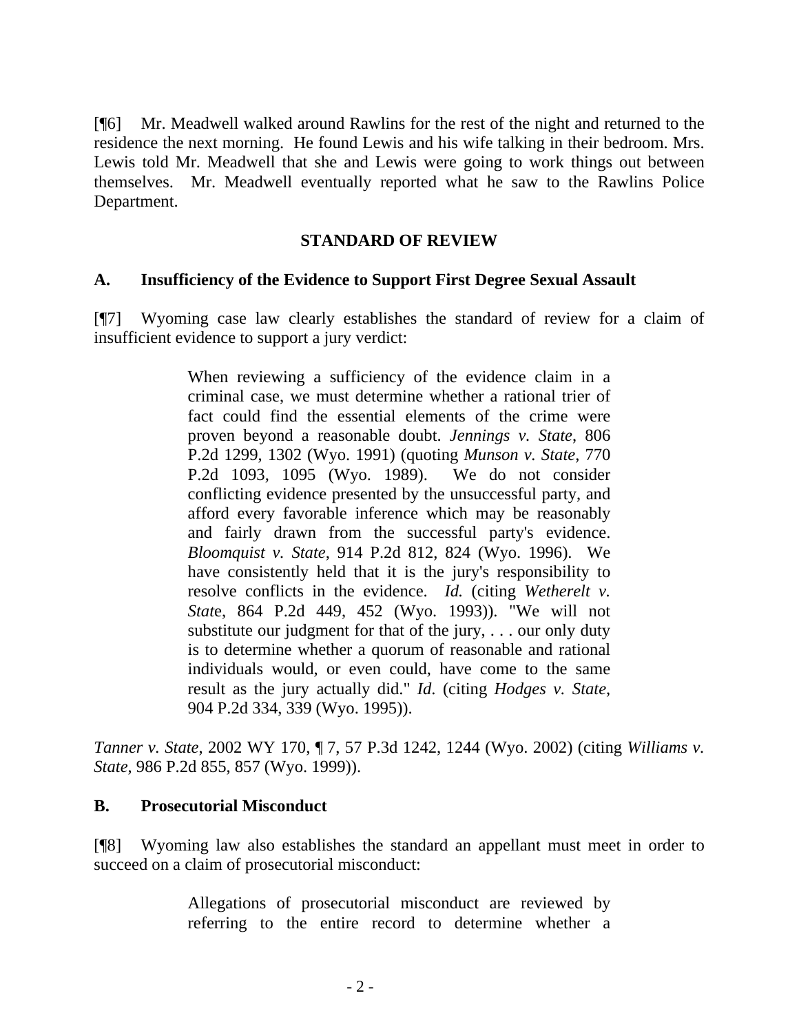[¶6] Mr. Meadwell walked around Rawlins for the rest of the night and returned to the residence the next morning. He found Lewis and his wife talking in their bedroom. Mrs. Lewis told Mr. Meadwell that she and Lewis were going to work things out between themselves. Mr. Meadwell eventually reported what he saw to the Rawlins Police Department.

## STANDARD OF REVIEW

### A. Insufficiency of the Evidence to Support First Degree Sexual Assault

[¶7] Wyoming case law clearly establishes the standard of review for a claim of insufficient evidence to support a jury verdict:

> When reviewing a sufficiency of the evidence claim in a criminal case, we must determine whether a rational trier of fact could find the essential elements of the crime were proven beyond a reasonable doubt. *Jennings v. State*, 806 P.2d 1299, 1302 (Wyo. 1991) (quoting *Munson v. State*, 770 P.2d 1093, 1095 (Wyo. 1989). We do not consider conflicting evidence presented by the unsuccessful party, and afford every favorable inference which may be reasonably and fairly drawn from the successful party's evidence. *Bloomquist v. State*, 914 P.2d 812, 824 (Wyo. 1996). We have consistently held that it is the jury's responsibility to resolve conflicts in the evidence. *Id.* (citing *Wetherelt v. State*, 864 P.2d 449, 452 (Wyo. 1993)). "We will not substitute our judgment for that of the jury, . . . our only duty is to determine whether a quorum of reasonable and rational individuals would, or even could, have come to the same result as the jury actually did." *Id*. (citing *Hodges v. State*, 904 P.2d 334, 339 (Wyo. 1995)).

*Tanner v. State*, 2002 WY 170, ¶ 7, 57 P.3d 1242, 1244 (Wyo. 2002) (citing *Williams v. State*, 986 P.2d 855, 857 (Wyo. 1999)).

### B. Prosecutorial Misconduct

[¶8] Wyoming law also establishes the standard an appellant must meet in order to succeed on a claim of prosecutorial misconduct:

> Allegations of prosecutorial misconduct are reviewed by referring to the entire record to determine whether a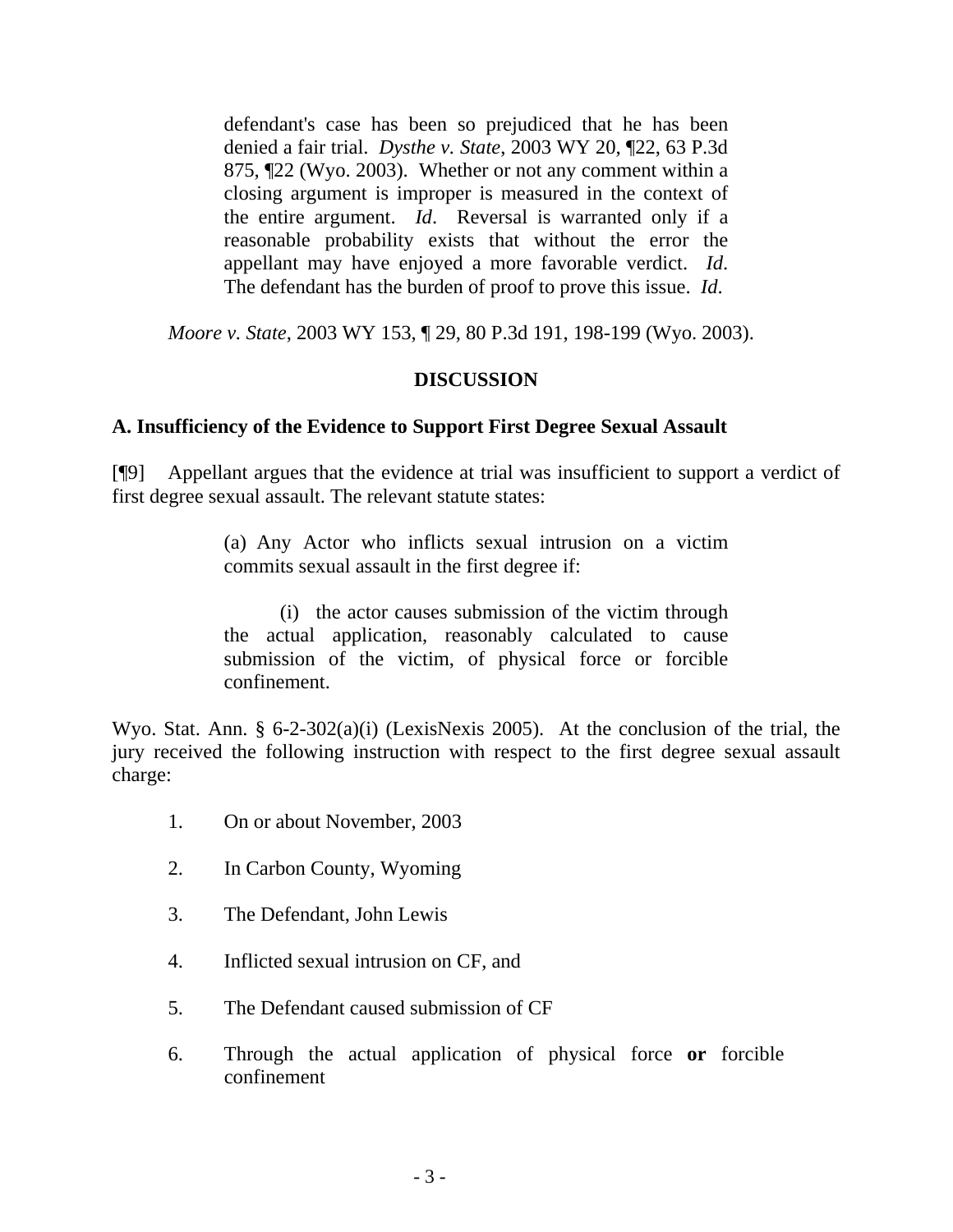> defendant's case has been so prejudiced that he has been denied a fair trial. *Dysthe v. State*, 2003 WY 20, ¶22, 63 P.3d 875, ¶22 (Wyo. 2003). Whether or not any comment within a closing argument is improper is measured in the context of the entire argument. *Id*. Reversal is warranted only if a reasonable probability exists that without the error the appellant may have enjoyed a more favorable verdict. *Id*. The defendant has the burden of proof to prove this issue. *Id*.

*Moore v. State*, 2003 WY 153, ¶ 29, 80 P.3d 191, 198-199 (Wyo. 2003).

## DISCUSSION

### A. Insufficiency of the Evidence to Support First Degree Sexual Assault

[¶9] Appellant argues that the evidence at trial was insufficient to support a verdict of first degree sexual assault. The relevant statute states:

> (a) Any Actor who inflicts sexual intrusion on a victim commits sexual assault in the first degree if:
>
> (i) the actor causes submission of the victim through the actual application, reasonably calculated to cause submission of the victim, of physical force or forcible confinement.

Wyo. Stat. Ann. § 6-2-302(a)(i) (LexisNexis 2005). At the conclusion of the trial, the jury received the following instruction with respect to the first degree sexual assault charge:

1. On or about November, 2003
2. In Carbon County, Wyoming
3. The Defendant, John Lewis
4. Inflicted sexual intrusion on CF, and
5. The Defendant caused submission of CF
6. Through the actual application of physical force **or** forcible confinement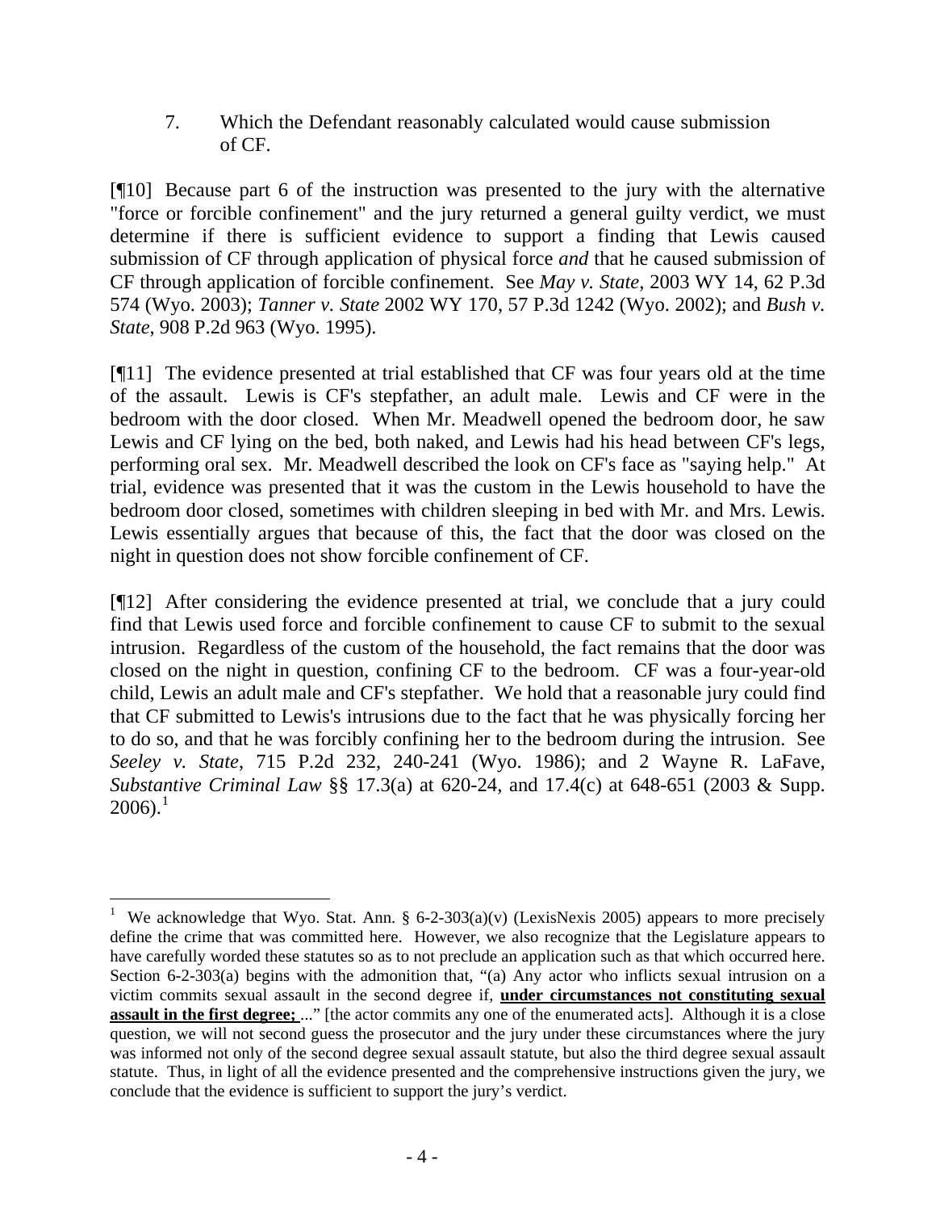7. Which the Defendant reasonably calculated would cause submission of CF.

[¶10] Because part 6 of the instruction was presented to the jury with the alternative "force or forcible confinement" and the jury returned a general guilty verdict, we must determine if there is sufficient evidence to support a finding that Lewis caused submission of CF through application of physical force *and* that he caused submission of CF through application of forcible confinement. See *May v. State*, 2003 WY 14, 62 P.3d 574 (Wyo. 2003); *Tanner v. State* 2002 WY 170, 57 P.3d 1242 (Wyo. 2002); and *Bush v. State*, 908 P.2d 963 (Wyo. 1995).

[¶11] The evidence presented at trial established that CF was four years old at the time of the assault. Lewis is CF's stepfather, an adult male. Lewis and CF were in the bedroom with the door closed. When Mr. Meadwell opened the bedroom door, he saw Lewis and CF lying on the bed, both naked, and Lewis had his head between CF's legs, performing oral sex. Mr. Meadwell described the look on CF's face as "saying help." At trial, evidence was presented that it was the custom in the Lewis household to have the bedroom door closed, sometimes with children sleeping in bed with Mr. and Mrs. Lewis. Lewis essentially argues that because of this, the fact that the door was closed on the night in question does not show forcible confinement of CF.

[¶12] After considering the evidence presented at trial, we conclude that a jury could find that Lewis used force and forcible confinement to cause CF to submit to the sexual intrusion. Regardless of the custom of the household, the fact remains that the door was closed on the night in question, confining CF to the bedroom. CF was a four-year-old child, Lewis an adult male and CF's stepfather. We hold that a reasonable jury could find that CF submitted to Lewis's intrusions due to the fact that he was physically forcing her to do so, and that he was forcibly confining her to the bedroom during the intrusion. See *Seeley v. State*, 715 P.2d 232, 240-241 (Wyo. 1986); and 2 Wayne R. LaFave, *Substantive Criminal Law* §§ 17.3(a) at 620-24, and 17.4(c) at 648-651 (2003 & Supp. 2006).[1]

---

[1] We acknowledge that Wyo. Stat. Ann. § 6-2-303(a)(v) (LexisNexis 2005) appears to more precisely define the crime that was committed here. However, we also recognize that the Legislature appears to have carefully worded these statutes so as to not preclude an application such as that which occurred here. Section 6-2-303(a) begins with the admonition that, "(a) Any actor who inflicts sexual intrusion on a victim commits sexual assault in the second degree if, **under circumstances not constituting sexual assault in the first degree;** ..." [the actor commits any one of the enumerated acts]. Although it is a close question, we will not second guess the prosecutor and the jury under these circumstances where the jury was informed not only of the second degree sexual assault statute, but also the third degree sexual assault statute. Thus, in light of all the evidence presented and the comprehensive instructions given the jury, we conclude that the evidence is sufficient to support the jury's verdict.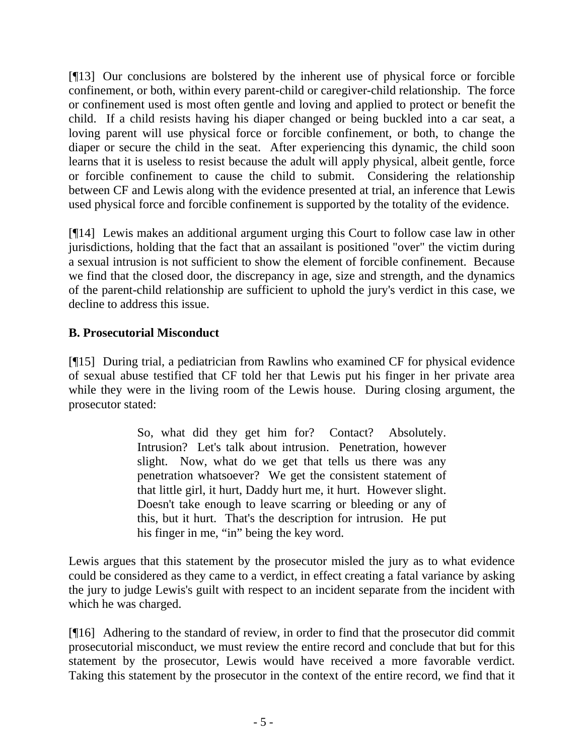[¶13] Our conclusions are bolstered by the inherent use of physical force or forcible confinement, or both, within every parent-child or caregiver-child relationship. The force or confinement used is most often gentle and loving and applied to protect or benefit the child. If a child resists having his diaper changed or being buckled into a car seat, a loving parent will use physical force or forcible confinement, or both, to change the diaper or secure the child in the seat. After experiencing this dynamic, the child soon learns that it is useless to resist because the adult will apply physical, albeit gentle, force or forcible confinement to cause the child to submit. Considering the relationship between CF and Lewis along with the evidence presented at trial, an inference that Lewis used physical force and forcible confinement is supported by the totality of the evidence.

[¶14] Lewis makes an additional argument urging this Court to follow case law in other jurisdictions, holding that the fact that an assailant is positioned "over" the victim during a sexual intrusion is not sufficient to show the element of forcible confinement. Because we find that the closed door, the discrepancy in age, size and strength, and the dynamics of the parent-child relationship are sufficient to uphold the jury's verdict in this case, we decline to address this issue.

**B. Prosecutorial Misconduct**

[¶15] During trial, a pediatrician from Rawlins who examined CF for physical evidence of sexual abuse testified that CF told her that Lewis put his finger in her private area while they were in the living room of the Lewis house. During closing argument, the prosecutor stated:

> So, what did they get him for? Contact? Absolutely. Intrusion? Let's talk about intrusion. Penetration, however slight. Now, what do we get that tells us there was any penetration whatsoever? We get the consistent statement of that little girl, it hurt, Daddy hurt me, it hurt. However slight. Doesn't take enough to leave scarring or bleeding or any of this, but it hurt. That's the description for intrusion. He put his finger in me, "in" being the key word.

Lewis argues that this statement by the prosecutor misled the jury as to what evidence could be considered as they came to a verdict, in effect creating a fatal variance by asking the jury to judge Lewis's guilt with respect to an incident separate from the incident with which he was charged.

[¶16] Adhering to the standard of review, in order to find that the prosecutor did commit prosecutorial misconduct, we must review the entire record and conclude that but for this statement by the prosecutor, Lewis would have received a more favorable verdict. Taking this statement by the prosecutor in the context of the entire record, we find that it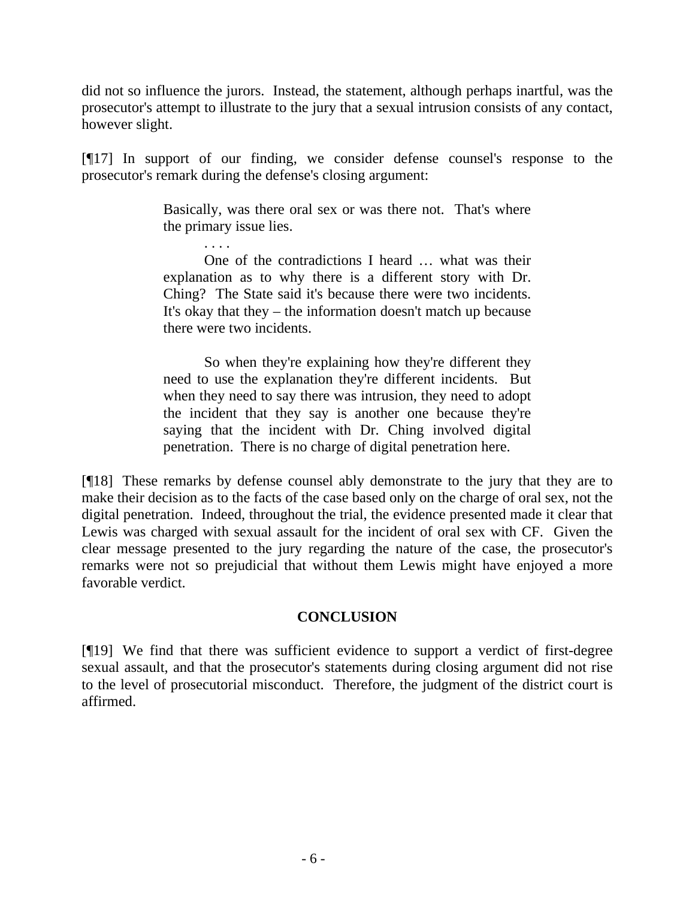did not so influence the jurors. Instead, the statement, although perhaps inartful, was the prosecutor's attempt to illustrate to the jury that a sexual intrusion consists of any contact, however slight.

[¶17] In support of our finding, we consider defense counsel's response to the prosecutor's remark during the defense's closing argument:

> Basically, was there oral sex or was there not. That's where the primary issue lies.
>
> . . . .
>
> One of the contradictions I heard … what was their explanation as to why there is a different story with Dr. Ching? The State said it's because there were two incidents. It's okay that they – the information doesn't match up because there were two incidents.
>
> So when they're explaining how they're different they need to use the explanation they're different incidents. But when they need to say there was intrusion, they need to adopt the incident that they say is another one because they're saying that the incident with Dr. Ching involved digital penetration. There is no charge of digital penetration here.

[¶18] These remarks by defense counsel ably demonstrate to the jury that they are to make their decision as to the facts of the case based only on the charge of oral sex, not the digital penetration. Indeed, throughout the trial, the evidence presented made it clear that Lewis was charged with sexual assault for the incident of oral sex with CF. Given the clear message presented to the jury regarding the nature of the case, the prosecutor's remarks were not so prejudicial that without them Lewis might have enjoyed a more favorable verdict.

## CONCLUSION

[¶19] We find that there was sufficient evidence to support a verdict of first-degree sexual assault, and that the prosecutor's statements during closing argument did not rise to the level of prosecutorial misconduct. Therefore, the judgment of the district court is affirmed.